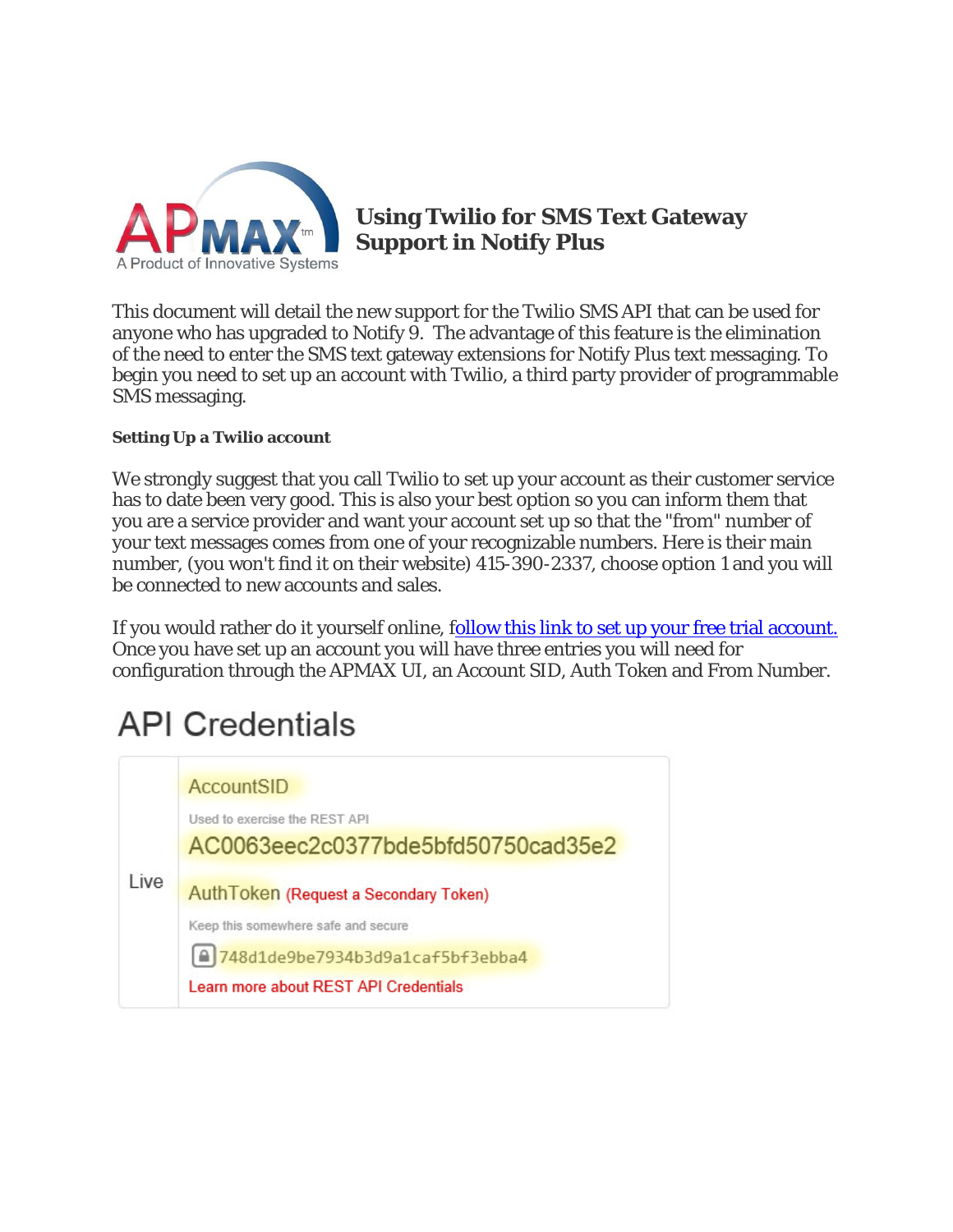# Using Twilio for SMS Text Gateway Support in Notify Plus

This document will detail the new support for the Twilio SMS API that can be used for anyone who has upgraded to Notify 9. The advantage of this feature is the elimination of the need to enter the SMS text gateway extensions for Notify Plus text messaging. To begin you need to set up an account with Twilio, a third party provider of programmable SMS messaging.

### Setting Up a Twilio account

We strongly suggest that you call Twilio to set up your account as their customer service has to date been very good. This is also your best option so you can inform them that you are a service provider and want your account set up so that the "from" number of your text messages comes from one of your recognizable numbers. Here is their main number, (you won't find it on their website) 415-390-2337, choose option 1 and you will be connected to new accounts and sales.

If you would rather do it yourself online, follow this link to set up your free trial account. Once you have set up an account you will have three entries you will need for configuration through the APMAX UI, an Account SID, Auth Token and From Number.

## API Credentials

| | |
|---|---|
| Live | AccountSID<br>Used to exercise the REST API<br>AC0063eec2c0377bde5bfd50750cad35e2<br>AuthToken (Request a Secondary Token)<br>Keep this somewhere safe and secure<br>748d1de9be7934b3d9a1caf5bf3ebba4<br>Learn more about REST API Credentials |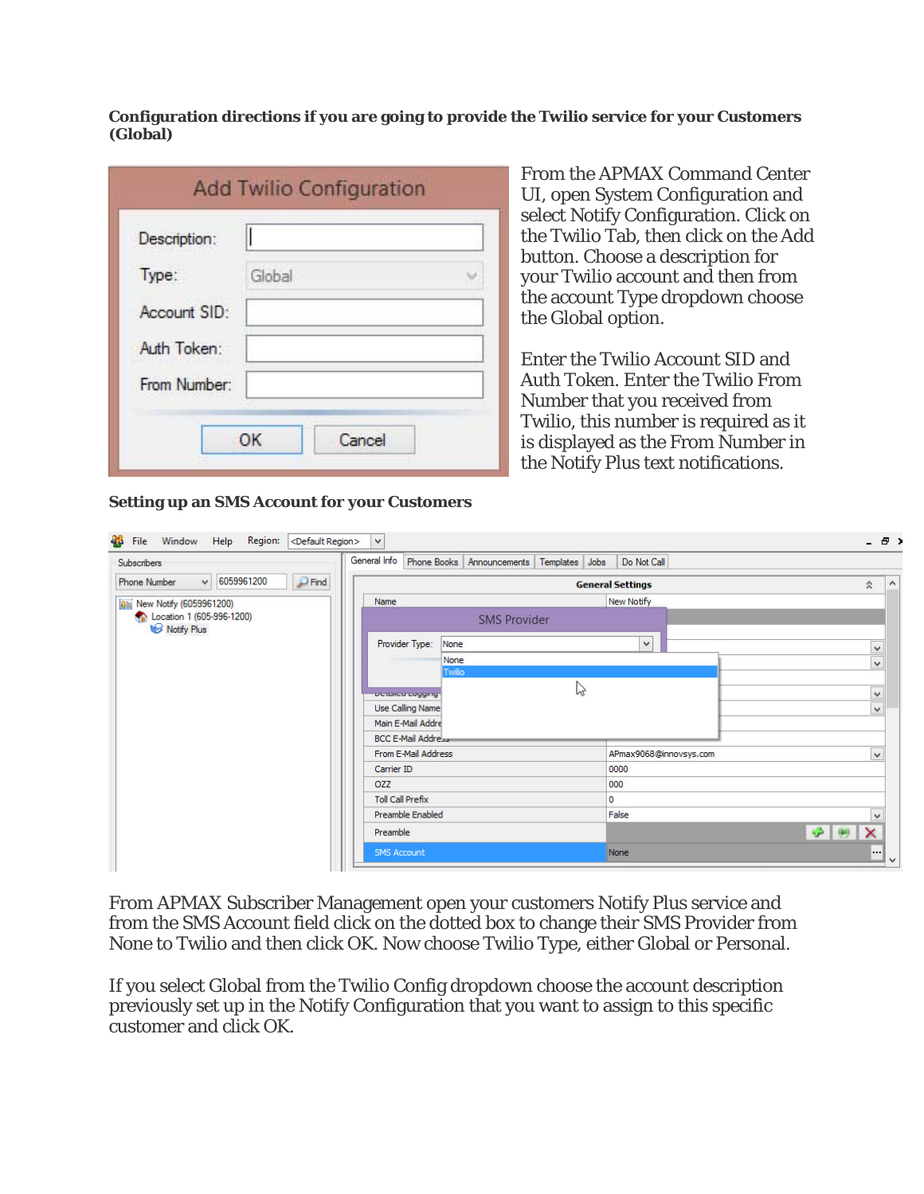**Configuration directions if you are going to provide the Twilio service for your Customers (Global)**

From the APMAX Command Center UI, open System Configuration and select Notify Configuration. Click on the Twilio Tab, then click on the Add button. Choose a description for your Twilio account and then from the account Type dropdown choose the Global option.

Enter the Twilio Account SID and Auth Token. Enter the Twilio From Number that you received from Twilio, this number is required as it is displayed as the From Number in the Notify Plus text notifications.

**Setting up an SMS Account for your Customers**

From APMAX Subscriber Management open your customers Notify Plus service and from the SMS Account field click on the dotted box to change their SMS Provider from None to Twilio and then click OK. Now choose Twilio Type, either Global or Personal.

If you select Global from the Twilio Config dropdown choose the account description previously set up in the Notify Configuration that you want to assign to this specific customer and click OK.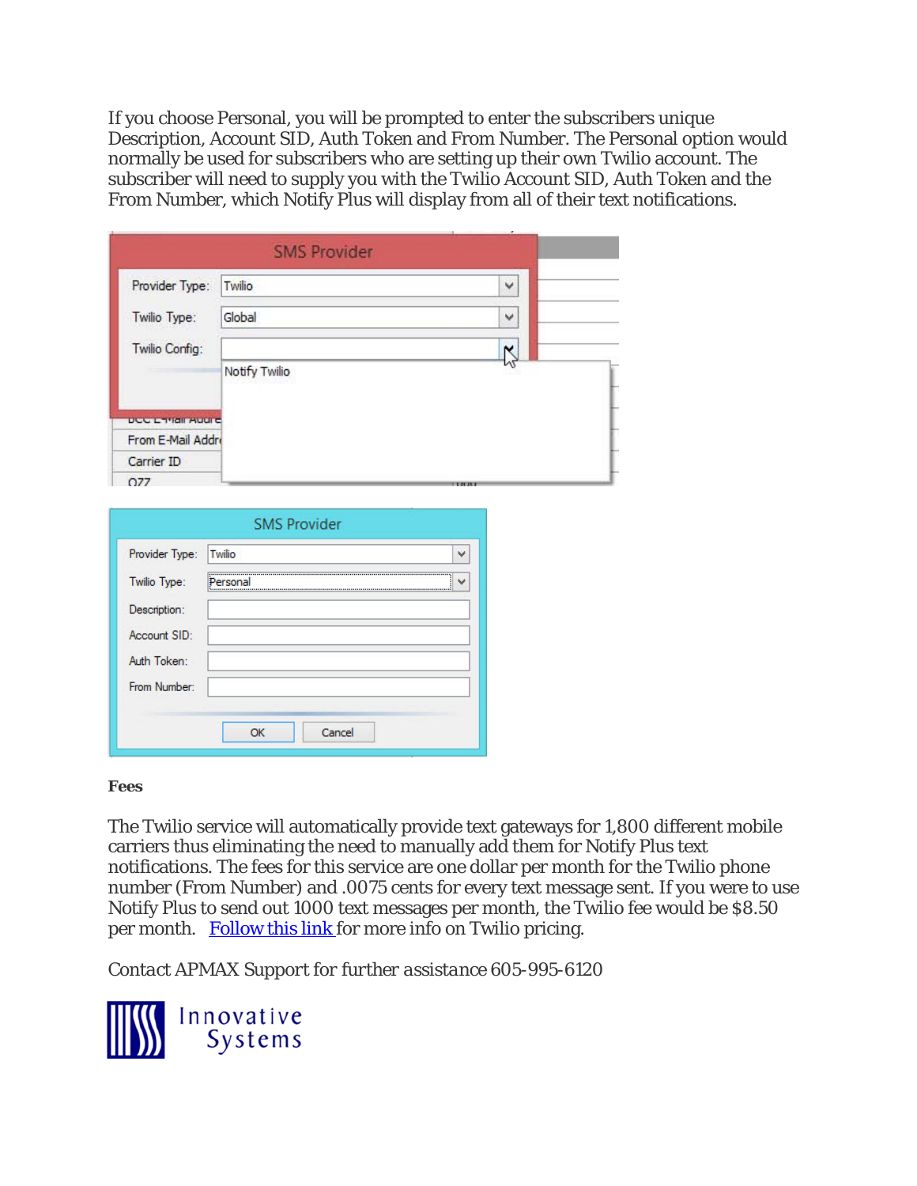If you choose Personal, you will be prompted to enter the subscribers unique Description, Account SID, Auth Token and From Number. The Personal option would normally be used for subscribers who are setting up their own Twilio account. The subscriber will need to supply you with the Twilio Account SID, Auth Token and the From Number, which Notify Plus will display from all of their text notifications.

**Fees**

The Twilio service will automatically provide text gateways for 1,800 different mobile carriers thus eliminating the need to manually add them for Notify Plus text notifications. The fees for this service are one dollar per month for the Twilio phone number (From Number) and .0075 cents for every text message sent. If you were to use Notify Plus to send out 1000 text messages per month, the Twilio fee would be $8.50 per month. Follow this link for more info on Twilio pricing.

Contact APMAX Support for further assistance 605-995-6120

Innovative Systems